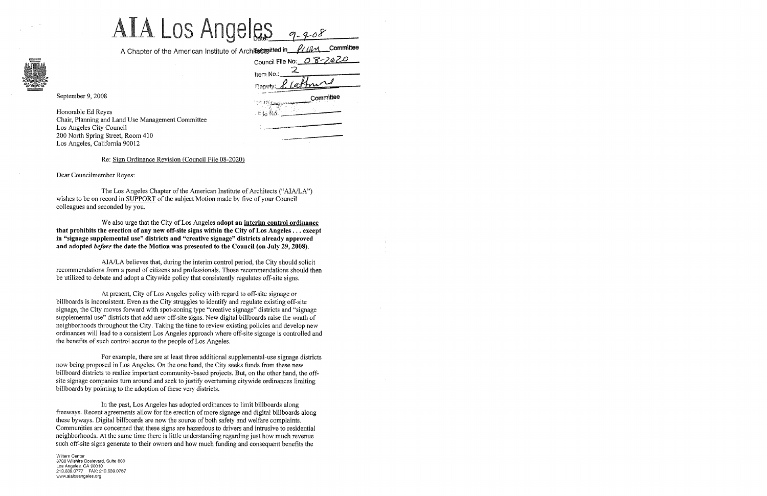# AIA Los Angeles

A Chapter of the American Institute of Architects

Date: 9-9-08
Submitted in PLUM Committee
Council File No: 08-2020
Item No.: 2
Deputy: P. Lattimore

September 9, 2008

Honorable Ed Reyes
Chair, Planning and Land Use Management Committee
Los Angeles City Council
200 North Spring Street, Room 410
Los Angeles, California 90012

Re: Sign Ordinance Revision (Council File 08-2020)

Dear Councilmember Reyes:

The Los Angeles Chapter of the American Institute of Architects ("AIA/LA") wishes to be on record in SUPPORT of the subject Motion made by five of your Council colleagues and seconded by you.

We also urge that the City of Los Angeles **adopt an interim control ordinance that prohibits the erection of any new off-site signs within the City of Los Angeles . . . except in "signage supplemental use" districts and "creative signage" districts already approved and adopted *before* the date the Motion was presented to the Council (on July 29, 2008).**

AIA/LA believes that, during the interim control period, the City should solicit recommendations from a panel of citizens and professionals. Those recommendations should then be utilized to debate and adopt a Citywide policy that consistently regulates off-site signs.

At present, City of Los Angeles policy with regard to off-site signage or billboards is inconsistent. Even as the City struggles to identify and regulate existing off-site signage, the City moves forward with spot-zoning type "creative signage" districts and "signage supplemental use" districts that add new off-site signs. New digital billboards raise the wrath of neighborhoods throughout the City. Taking the time to review existing policies and develop new ordinances will lead to a consistent Los Angeles approach where off-site signage is controlled and the benefits of such control accrue to the people of Los Angeles.

For example, there are at least three additional supplemental-use signage districts now being proposed in Los Angeles. On the one hand, the City seeks funds from these new billboard districts to realize important community-based projects. But, on the other hand, the off-site signage companies turn around and seek to justify overturning citywide ordinances limiting billboards by pointing to the adoption of these very districts.

In the past, Los Angeles has adopted ordinances to limit billboards along freeways. Recent agreements allow for the erection of more signage and digital billboards along these byways. Digital billboards are now the source of both safety and welfare complaints. Communities are concerned that these signs are hazardous to drivers and intrusive to residential neighborhoods. At the same time there is little understanding regarding just how much revenue such off-site signs generate to their owners and how much funding and consequent benefits the

Wiltern Center
3780 Wilshire Boulevard, Suite 800
Los Angeles, CA 90010
213.639.0777 FAX: 213.639.0767
www.aialosangeles.org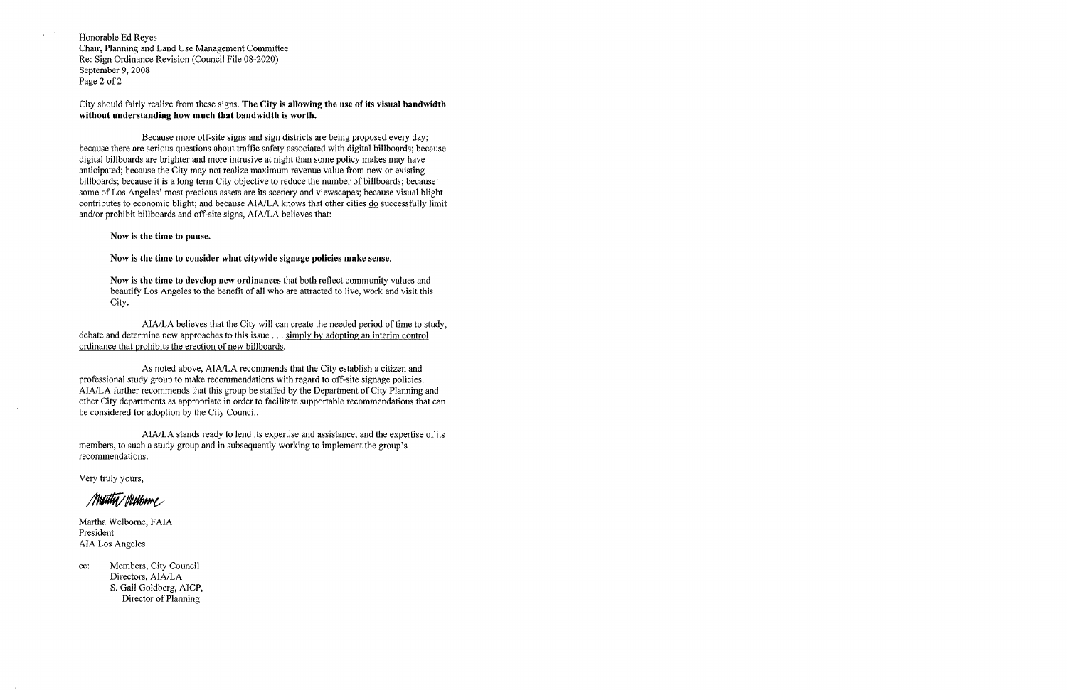Honorable Ed Reyes
Chair, Planning and Land Use Management Committee
Re: Sign Ordinance Revision (Council File 08-2020)
September 9, 2008
Page 2 of 2

City should fairly realize from these signs. **The City is allowing the use of its visual bandwidth without understanding how much that bandwidth is worth.**

Because more off-site signs and sign districts are being proposed every day; because there are serious questions about traffic safety associated with digital billboards; because digital billboards are brighter and more intrusive at night than some policy makes may have anticipated; because the City may not realize maximum revenue value from new or existing billboards; because it is a long term City objective to reduce the number of billboards; because some of Los Angeles' most precious assets are its scenery and viewscapes; because visual blight contributes to economic blight; and because AIA/LA knows that other cities do successfully limit and/or prohibit billboards and off-site signs, AIA/LA believes that:

> **Now is the time to pause.**
>
> **Now is the time to consider what citywide signage policies make sense.**
>
> **Now is the time to develop new ordinances** that both reflect community values and beautify Los Angeles to the benefit of all who are attracted to live, work and visit this City.

AIA/LA believes that the City will can create the needed period of time to study, debate and determine new approaches to this issue . . . simply by adopting an interim control ordinance that prohibits the erection of new billboards.

As noted above, AIA/LA recommends that the City establish a citizen and professional study group to make recommendations with regard to off-site signage policies. AIA/LA further recommends that this group be staffed by the Department of City Planning and other City departments as appropriate in order to facilitate supportable recommendations that can be considered for adoption by the City Council.

AIA/LA stands ready to lend its expertise and assistance, and the expertise of its members, to such a study group and in subsequently working to implement the group's recommendations.

Very truly yours,

Martha Welborne, FAIA
President
AIA Los Angeles

cc: Members, City Council
Directors, AIA/LA
S. Gail Goldberg, AICP,
Director of Planning